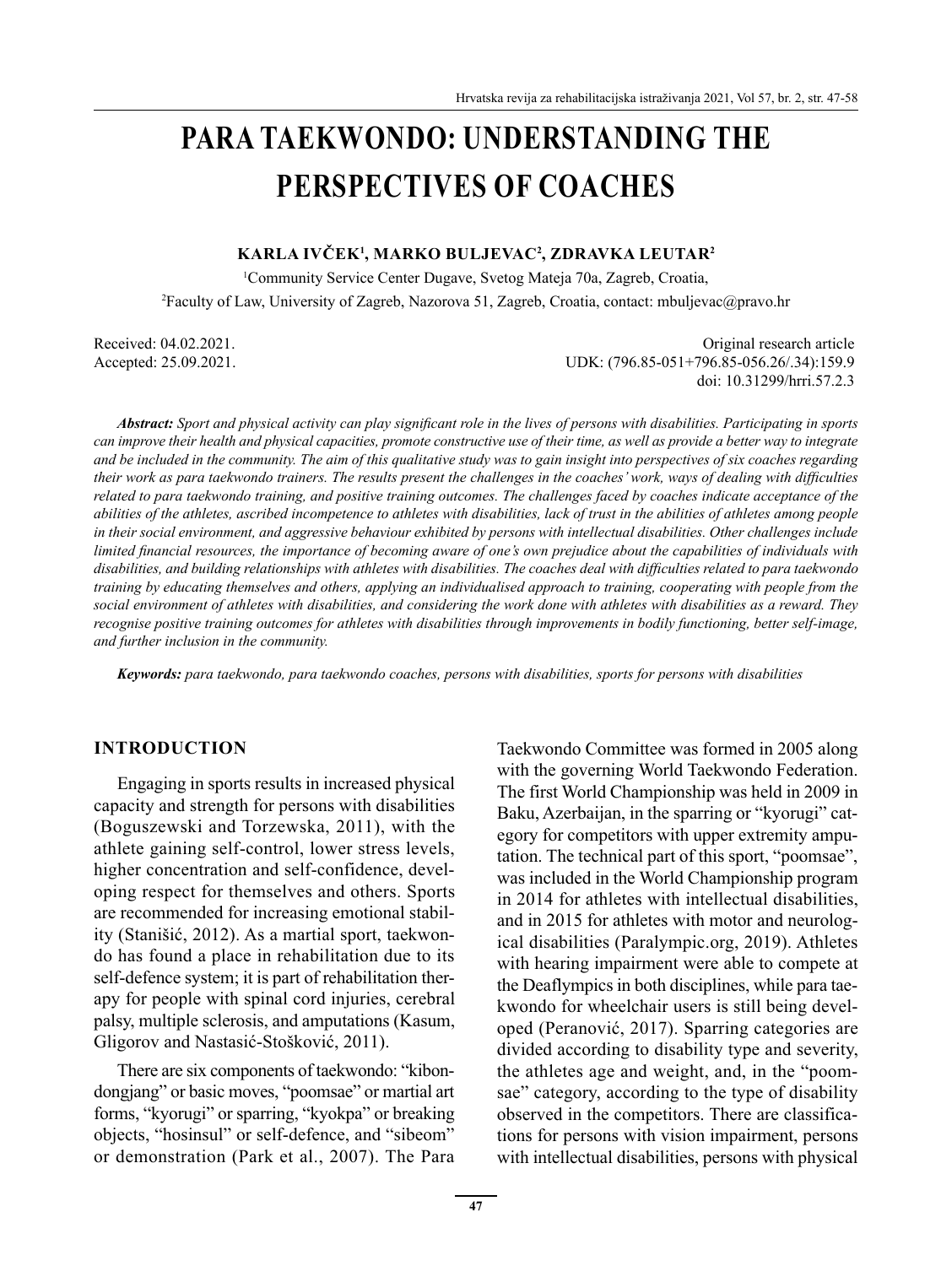# PARA TAEKWONDO: UNDERSTANDING THE PERSPECTIVES OF COACHES

**KARLA IVČEK[1], MARKO BULJEVAC[2], ZDRAVKA LEUTAR[2]**

[1]Community Service Center Dugave, Svetog Mateja 70a, Zagreb, Croatia,
[2]Faculty of Law, University of Zagreb, Nazorova 51, Zagreb, Croatia, contact: mbuljevac@pravo.hr

Received: 04.02.2021.
Accepted: 25.09.2021.

Original research article
UDK: (796.85-051+796.85-056.26/.34):159.9
doi: 10.31299/hrri.57.2.3

***Abstract:** Sport and physical activity can play significant role in the lives of persons with disabilities. Participating in sports can improve their health and physical capacities, promote constructive use of their time, as well as provide a better way to integrate and be included in the community. The aim of this qualitative study was to gain insight into perspectives of six coaches regarding their work as para taekwondo trainers. The results present the challenges in the coaches' work, ways of dealing with difficulties related to para taekwondo training, and positive training outcomes. The challenges faced by coaches indicate acceptance of the abilities of the athletes, ascribed incompetence to athletes with disabilities, lack of trust in the abilities of athletes among people in their social environment, and aggressive behaviour exhibited by persons with intellectual disabilities. Other challenges include limited financial resources, the importance of becoming aware of one's own prejudice about the capabilities of individuals with disabilities, and building relationships with athletes with disabilities. The coaches deal with difficulties related to para taekwondo training by educating themselves and others, applying an individualised approach to training, cooperating with people from the social environment of athletes with disabilities, and considering the work done with athletes with disabilities as a reward. They recognise positive training outcomes for athletes with disabilities through improvements in bodily functioning, better self-image, and further inclusion in the community.*

***Keywords:** para taekwondo, para taekwondo coaches, persons with disabilities, sports for persons with disabilities*

## INTRODUCTION

Engaging in sports results in increased physical capacity and strength for persons with disabilities (Boguszewski and Torzewska, 2011), with the athlete gaining self-control, lower stress levels, higher concentration and self-confidence, developing respect for themselves and others. Sports are recommended for increasing emotional stability (Stanišić, 2012). As a martial sport, taekwondo has found a place in rehabilitation due to its self-defence system; it is part of rehabilitation therapy for people with spinal cord injuries, cerebral palsy, multiple sclerosis, and amputations (Kasum, Gligorov and Nastasić-Stošković, 2011).

There are six components of taekwondo: "kibondongjang" or basic moves, "poomsae" or martial art forms, "kyorugi" or sparring, "kyokpa" or breaking objects, "hosinsul" or self-defence, and "sibeom" or demonstration (Park et al., 2007). The Para Taekwondo Committee was formed in 2005 along with the governing World Taekwondo Federation. The first World Championship was held in 2009 in Baku, Azerbaijan, in the sparring or "kyorugi" category for competitors with upper extremity amputation. The technical part of this sport, "poomsae", was included in the World Championship program in 2014 for athletes with intellectual disabilities, and in 2015 for athletes with motor and neurological disabilities (Paralympic.org, 2019). Athletes with hearing impairment were able to compete at the Deaflympics in both disciplines, while para taekwondo for wheelchair users is still being developed (Peranović, 2017). Sparring categories are divided according to disability type and severity, the athletes age and weight, and, in the "poomsae" category, according to the type of disability observed in the competitors. There are classifications for persons with vision impairment, persons with intellectual disabilities, persons with physical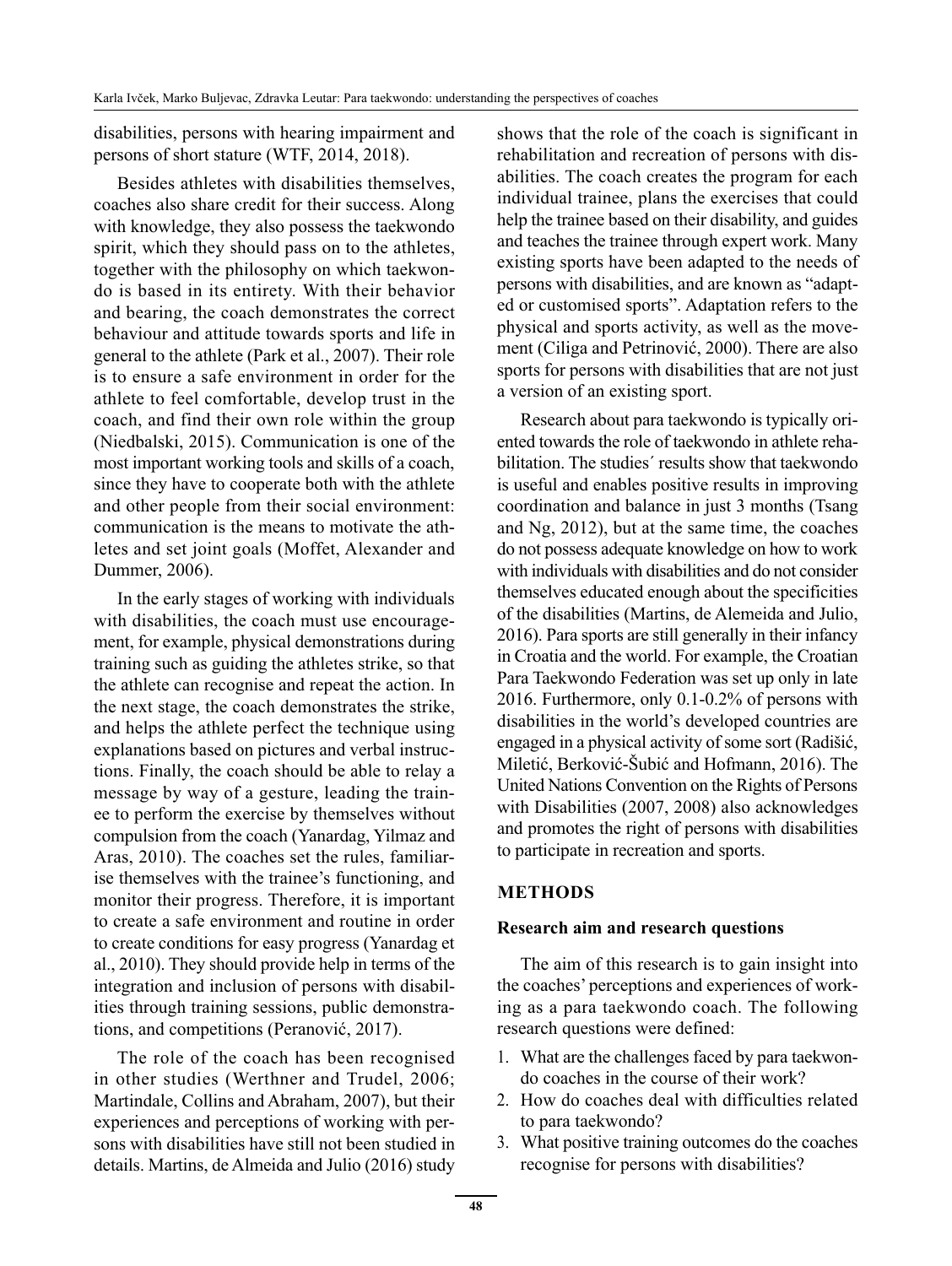disabilities, persons with hearing impairment and persons of short stature (WTF, 2014, 2018).

Besides athletes with disabilities themselves, coaches also share credit for their success. Along with knowledge, they also possess the taekwondo spirit, which they should pass on to the athletes, together with the philosophy on which taekwondo is based in its entirety. With their behavior and bearing, the coach demonstrates the correct behaviour and attitude towards sports and life in general to the athlete (Park et al., 2007). Their role is to ensure a safe environment in order for the athlete to feel comfortable, develop trust in the coach, and find their own role within the group (Niedbalski, 2015). Communication is one of the most important working tools and skills of a coach, since they have to cooperate both with the athlete and other people from their social environment: communication is the means to motivate the athletes and set joint goals (Moffet, Alexander and Dummer, 2006).

In the early stages of working with individuals with disabilities, the coach must use encouragement, for example, physical demonstrations during training such as guiding the athletes strike, so that the athlete can recognise and repeat the action. In the next stage, the coach demonstrates the strike, and helps the athlete perfect the technique using explanations based on pictures and verbal instructions. Finally, the coach should be able to relay a message by way of a gesture, leading the trainee to perform the exercise by themselves without compulsion from the coach (Yanardag, Yilmaz and Aras, 2010). The coaches set the rules, familiarise themselves with the trainee's functioning, and monitor their progress. Therefore, it is important to create a safe environment and routine in order to create conditions for easy progress (Yanardag et al., 2010). They should provide help in terms of the integration and inclusion of persons with disabilities through training sessions, public demonstrations, and competitions (Peranović, 2017).

The role of the coach has been recognised in other studies (Werthner and Trudel, 2006; Martindale, Collins and Abraham, 2007), but their experiences and perceptions of working with persons with disabilities have still not been studied in details. Martins, de Almeida and Julio (2016) study shows that the role of the coach is significant in rehabilitation and recreation of persons with disabilities. The coach creates the program for each individual trainee, plans the exercises that could help the trainee based on their disability, and guides and teaches the trainee through expert work. Many existing sports have been adapted to the needs of persons with disabilities, and are known as "adapted or customised sports". Adaptation refers to the physical and sports activity, as well as the movement (Ciliga and Petrinović, 2000). There are also sports for persons with disabilities that are not just a version of an existing sport.

Research about para taekwondo is typically oriented towards the role of taekwondo in athlete rehabilitation. The studies´ results show that taekwondo is useful and enables positive results in improving coordination and balance in just 3 months (Tsang and Ng, 2012), but at the same time, the coaches do not possess adequate knowledge on how to work with individuals with disabilities and do not consider themselves educated enough about the specificities of the disabilities (Martins, de Alemeida and Julio, 2016). Para sports are still generally in their infancy in Croatia and the world. For example, the Croatian Para Taekwondo Federation was set up only in late 2016. Furthermore, only 0.1-0.2% of persons with disabilities in the world's developed countries are engaged in a physical activity of some sort (Radišić, Miletić, Berković-Šubić and Hofmann, 2016). The United Nations Convention on the Rights of Persons with Disabilities (2007, 2008) also acknowledges and promotes the right of persons with disabilities to participate in recreation and sports.

## METHODS

### Research aim and research questions

The aim of this research is to gain insight into the coaches' perceptions and experiences of working as a para taekwondo coach. The following research questions were defined:

1. What are the challenges faced by para taekwondo coaches in the course of their work?
2. How do coaches deal with difficulties related to para taekwondo?
3. What positive training outcomes do the coaches recognise for persons with disabilities?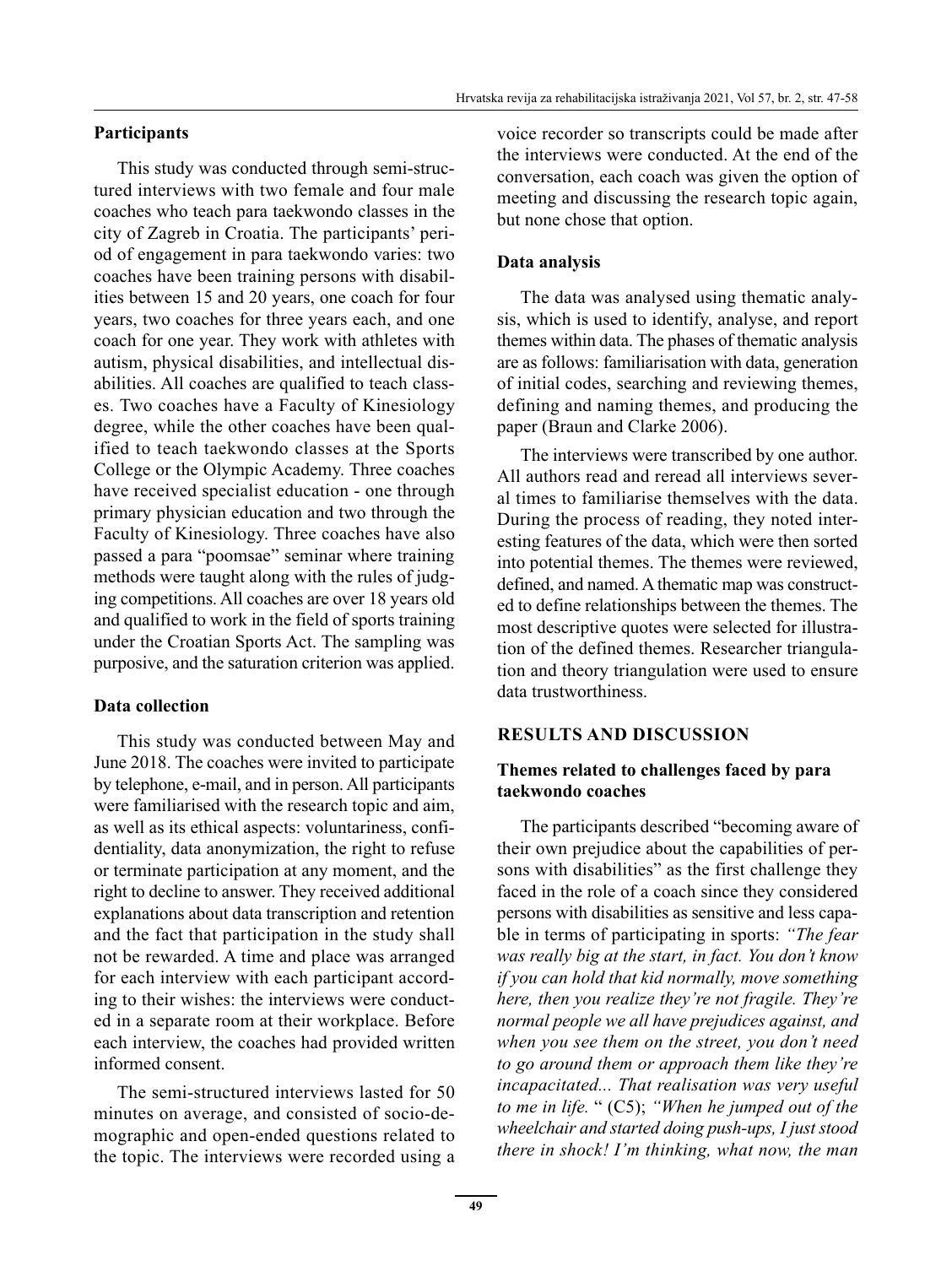## Participants

This study was conducted through semi-structured interviews with two female and four male coaches who teach para taekwondo classes in the city of Zagreb in Croatia. The participants' period of engagement in para taekwondo varies: two coaches have been training persons with disabilities between 15 and 20 years, one coach for four years, two coaches for three years each, and one coach for one year. They work with athletes with autism, physical disabilities, and intellectual disabilities. All coaches are qualified to teach classes. Two coaches have a Faculty of Kinesiology degree, while the other coaches have been qualified to teach taekwondo classes at the Sports College or the Olympic Academy. Three coaches have received specialist education - one through primary physician education and two through the Faculty of Kinesiology. Three coaches have also passed a para "poomsae" seminar where training methods were taught along with the rules of judging competitions. All coaches are over 18 years old and qualified to work in the field of sports training under the Croatian Sports Act. The sampling was purposive, and the saturation criterion was applied.

## Data collection

This study was conducted between May and June 2018. The coaches were invited to participate by telephone, e-mail, and in person. All participants were familiarised with the research topic and aim, as well as its ethical aspects: voluntariness, confidentiality, data anonymization, the right to refuse or terminate participation at any moment, and the right to decline to answer. They received additional explanations about data transcription and retention and the fact that participation in the study shall not be rewarded. A time and place was arranged for each interview with each participant according to their wishes: the interviews were conducted in a separate room at their workplace. Before each interview, the coaches had provided written informed consent.

The semi-structured interviews lasted for 50 minutes on average, and consisted of socio-demographic and open-ended questions related to the topic. The interviews were recorded using a voice recorder so transcripts could be made after the interviews were conducted. At the end of the conversation, each coach was given the option of meeting and discussing the research topic again, but none chose that option.

## Data analysis

The data was analysed using thematic analysis, which is used to identify, analyse, and report themes within data. The phases of thematic analysis are as follows: familiarisation with data, generation of initial codes, searching and reviewing themes, defining and naming themes, and producing the paper (Braun and Clarke 2006).

The interviews were transcribed by one author. All authors read and reread all interviews several times to familiarise themselves with the data. During the process of reading, they noted interesting features of the data, which were then sorted into potential themes. The themes were reviewed, defined, and named. A thematic map was constructed to define relationships between the themes. The most descriptive quotes were selected for illustration of the defined themes. Researcher triangulation and theory triangulation were used to ensure data trustworthiness.

# RESULTS AND DISCUSSION

## Themes related to challenges faced by para taekwondo coaches

The participants described "becoming aware of their own prejudice about the capabilities of persons with disabilities" as the first challenge they faced in the role of a coach since they considered persons with disabilities as sensitive and less capable in terms of participating in sports: *"The fear was really big at the start, in fact. You don't know if you can hold that kid normally, move something here, then you realize they're not fragile. They're normal people we all have prejudices against, and when you see them on the street, you don't need to go around them or approach them like they're incapacitated... That realisation was very useful to me in life.* " (C5); *"When he jumped out of the wheelchair and started doing push-ups, I just stood there in shock! I'm thinking, what now, the man*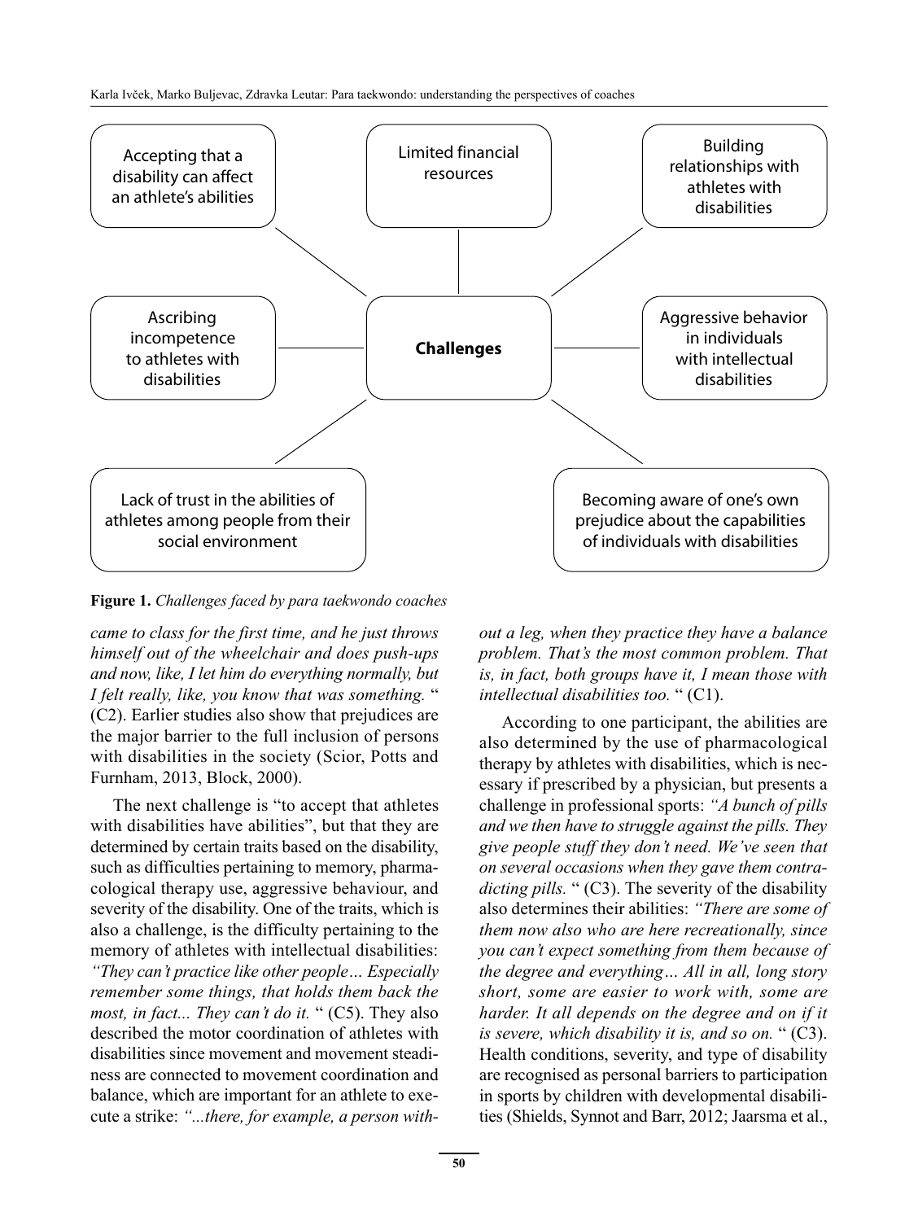Accepting that a disability can affect an athlete's abilities

Limited financial resources

Building relationships with athletes with disabilities

Ascribing incompetence to athletes with disabilities

**Challenges**

Aggressive behavior in individuals with intellectual disabilities

Lack of trust in the abilities of athletes among people from their social environment

Becoming aware of one's own prejudice about the capabilities of individuals with disabilities

**Figure 1.** *Challenges faced by para taekwondo coaches*

*came to class for the first time, and he just throws himself out of the wheelchair and does push-ups and now, like, I let him do everything normally, but I felt really, like, you know that was something.* " (C2). Earlier studies also show that prejudices are the major barrier to the full inclusion of persons with disabilities in the society (Scior, Potts and Furnham, 2013, Block, 2000).

The next challenge is "to accept that athletes with disabilities have abilities", but that they are determined by certain traits based on the disability, such as difficulties pertaining to memory, pharmacological therapy use, aggressive behaviour, and severity of the disability. One of the traits, which is also a challenge, is the difficulty pertaining to the memory of athletes with intellectual disabilities: *"They can't practice like other people… Especially remember some things, that holds them back the most, in fact... They can't do it.* " (C5). They also described the motor coordination of athletes with disabilities since movement and movement steadiness are connected to movement coordination and balance, which are important for an athlete to execute a strike: *"...there, for example, a person without a leg, when they practice they have a balance problem. That's the most common problem. That is, in fact, both groups have it, I mean those with intellectual disabilities too.* " (C1).

According to one participant, the abilities are also determined by the use of pharmacological therapy by athletes with disabilities, which is necessary if prescribed by a physician, but presents a challenge in professional sports: *"A bunch of pills and we then have to struggle against the pills. They give people stuff they don't need. We've seen that on several occasions when they gave them contradicting pills.* " (C3). The severity of the disability also determines their abilities: *"There are some of them now also who are here recreationally, since you can't expect something from them because of the degree and everything… All in all, long story short, some are easier to work with, some are harder. It all depends on the degree and on if it is severe, which disability it is, and so on.* " (C3). Health conditions, severity, and type of disability are recognised as personal barriers to participation in sports by children with developmental disabilities (Shields, Synnot and Barr, 2012; Jaarsma et al.,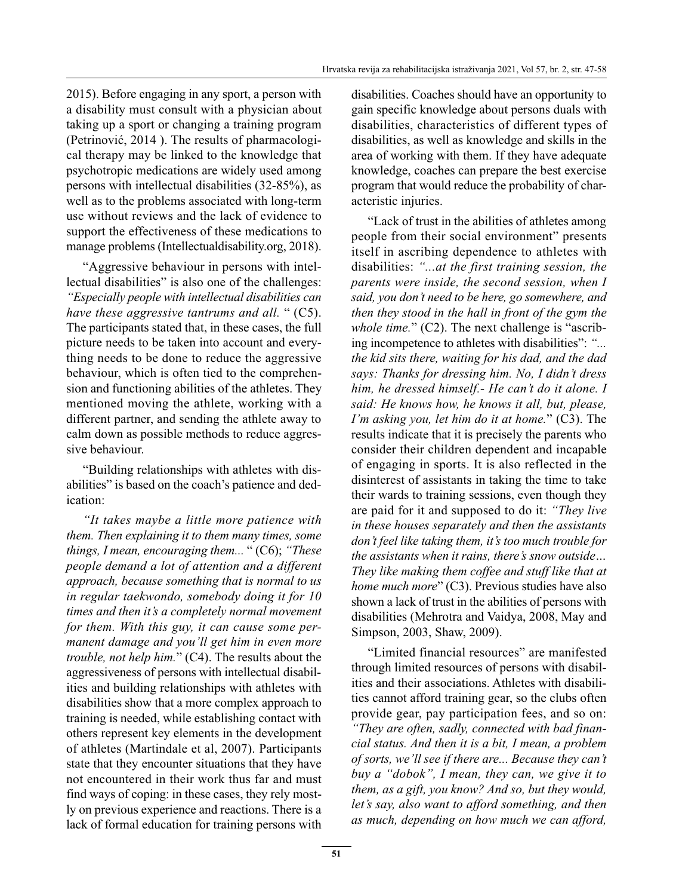2015). Before engaging in any sport, a person with a disability must consult with a physician about taking up a sport or changing a training program (Petrinović, 2014 ). The results of pharmacological therapy may be linked to the knowledge that psychotropic medications are widely used among persons with intellectual disabilities (32-85%), as well as to the problems associated with long-term use without reviews and the lack of evidence to support the effectiveness of these medications to manage problems (Intellectualdisability.org, 2018).

"Aggressive behaviour in persons with intellectual disabilities" is also one of the challenges: *"Especially people with intellectual disabilities can have these aggressive tantrums and all.* " (C5). The participants stated that, in these cases, the full picture needs to be taken into account and everything needs to be done to reduce the aggressive behaviour, which is often tied to the comprehension and functioning abilities of the athletes. They mentioned moving the athlete, working with a different partner, and sending the athlete away to calm down as possible methods to reduce aggressive behaviour.

"Building relationships with athletes with disabilities" is based on the coach's patience and dedication:

*"It takes maybe a little more patience with them. Then explaining it to them many times, some things, I mean, encouraging them...* " (C6); *"These people demand a lot of attention and a different approach, because something that is normal to us in regular taekwondo, somebody doing it for 10 times and then it's a completely normal movement for them. With this guy, it can cause some permanent damage and you'll get him in even more trouble, not help him.*" (C4). The results about the aggressiveness of persons with intellectual disabilities and building relationships with athletes with disabilities show that a more complex approach to training is needed, while establishing contact with others represent key elements in the development of athletes (Martindale et al, 2007). Participants state that they encounter situations that they have not encountered in their work thus far and must find ways of coping: in these cases, they rely mostly on previous experience and reactions. There is a lack of formal education for training persons with disabilities. Coaches should have an opportunity to gain specific knowledge about persons duals with disabilities, characteristics of different types of disabilities, as well as knowledge and skills in the area of working with them. If they have adequate knowledge, coaches can prepare the best exercise program that would reduce the probability of characteristic injuries.

"Lack of trust in the abilities of athletes among people from their social environment" presents itself in ascribing dependence to athletes with disabilities: *"...at the first training session, the parents were inside, the second session, when I said, you don't need to be here, go somewhere, and then they stood in the hall in front of the gym the whole time.*" (C2). The next challenge is "ascribing incompetence to athletes with disabilities": *"... the kid sits there, waiting for his dad, and the dad says: Thanks for dressing him. No, I didn't dress him, he dressed himself.- He can't do it alone. I said: He knows how, he knows it all, but, please, I'm asking you, let him do it at home.*" (C3). The results indicate that it is precisely the parents who consider their children dependent and incapable of engaging in sports. It is also reflected in the disinterest of assistants in taking the time to take their wards to training sessions, even though they are paid for it and supposed to do it: *"They live in these houses separately and then the assistants don't feel like taking them, it's too much trouble for the assistants when it rains, there's snow outside… They like making them coffee and stuff like that at home much more*" (C3). Previous studies have also shown a lack of trust in the abilities of persons with disabilities (Mehrotra and Vaidya, 2008, May and Simpson, 2003, Shaw, 2009).

"Limited financial resources" are manifested through limited resources of persons with disabilities and their associations. Athletes with disabilities cannot afford training gear, so the clubs often provide gear, pay participation fees, and so on: *"They are often, sadly, connected with bad financial status. And then it is a bit, I mean, a problem of sorts, we'll see if there are... Because they can't buy a "dobok", I mean, they can, we give it to them, as a gift, you know? And so, but they would, let's say, also want to afford something, and then as much, depending on how much we can afford,*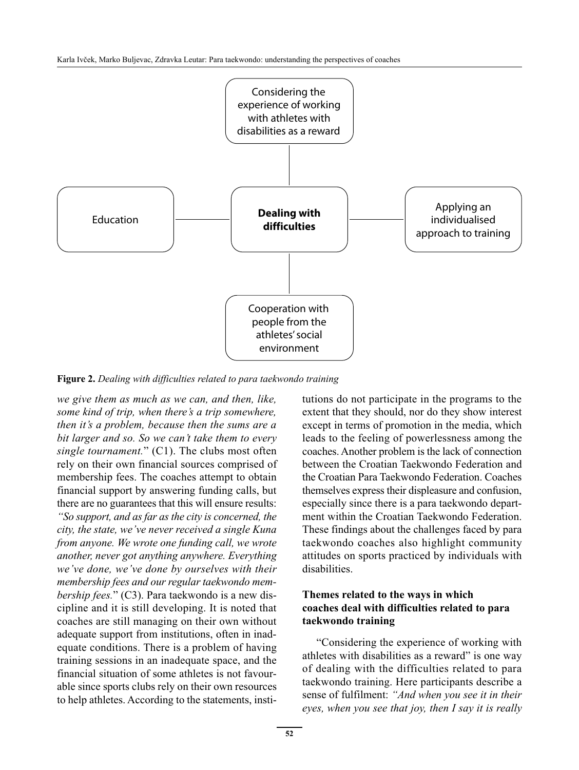Considering the experience of working with athletes with disabilities as a reward

Education

**Dealing with difficulties**

Applying an individualised approach to training

Cooperation with people from the athletes' social environment

**Figure 2.** *Dealing with difficulties related to para taekwondo training*

*we give them as much as we can, and then, like, some kind of trip, when there's a trip somewhere, then it's a problem, because then the sums are a bit larger and so. So we can't take them to every single tournament.*" (C1). The clubs most often rely on their own financial sources comprised of membership fees. The coaches attempt to obtain financial support by answering funding calls, but there are no guarantees that this will ensure results: *"So support, and as far as the city is concerned, the city, the state, we've never received a single Kuna from anyone. We wrote one funding call, we wrote another, never got anything anywhere. Everything we've done, we've done by ourselves with their membership fees and our regular taekwondo membership fees.*" (C3). Para taekwondo is a new discipline and it is still developing. It is noted that coaches are still managing on their own without adequate support from institutions, often in inadequate conditions. There is a problem of having training sessions in an inadequate space, and the financial situation of some athletes is not favourable since sports clubs rely on their own resources to help athletes. According to the statements, institutions do not participate in the programs to the extent that they should, nor do they show interest except in terms of promotion in the media, which leads to the feeling of powerlessness among the coaches. Another problem is the lack of connection between the Croatian Taekwondo Federation and the Croatian Para Taekwondo Federation. Coaches themselves express their displeasure and confusion, especially since there is a para taekwondo department within the Croatian Taekwondo Federation. These findings about the challenges faced by para taekwondo coaches also highlight community attitudes on sports practiced by individuals with disabilities.

### Themes related to the ways in which coaches deal with difficulties related to para taekwondo training

"Considering the experience of working with athletes with disabilities as a reward" is one way of dealing with the difficulties related to para taekwondo training. Here participants describe a sense of fulfilment: *"And when you see it in their eyes, when you see that joy, then I say it is really*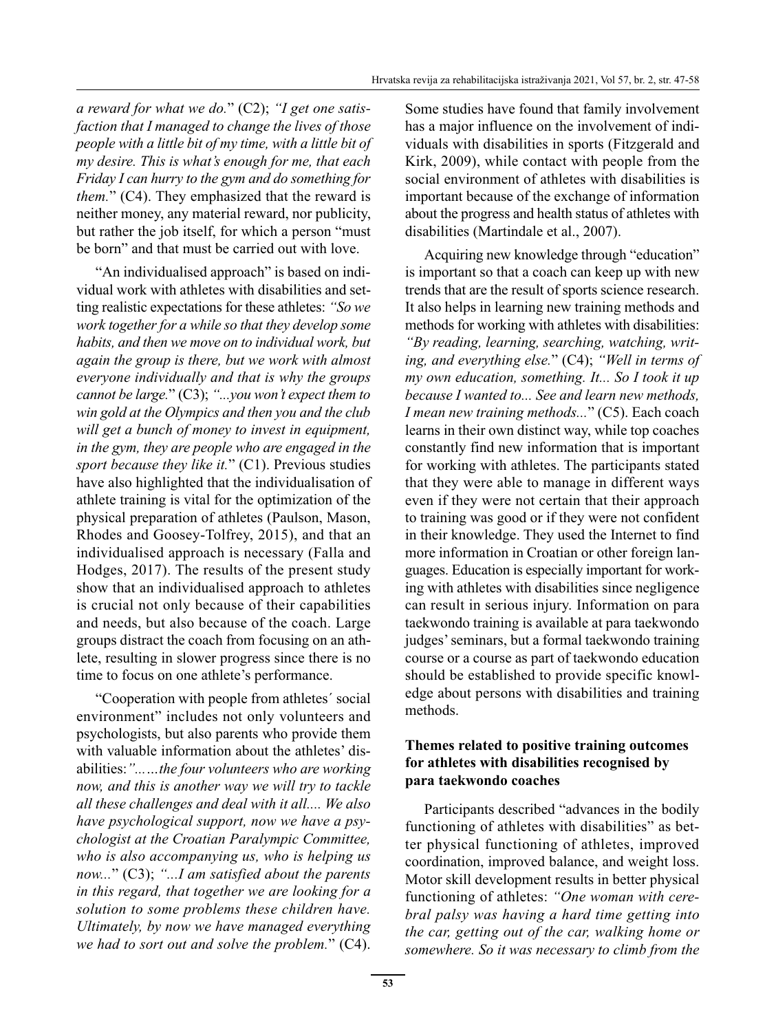*a reward for what we do.*" (C2); *"I get one satisfaction that I managed to change the lives of those people with a little bit of my time, with a little bit of my desire. This is what's enough for me, that each Friday I can hurry to the gym and do something for them.*" (C4). They emphasized that the reward is neither money, any material reward, nor publicity, but rather the job itself, for which a person "must be born" and that must be carried out with love.

"An individualised approach" is based on individual work with athletes with disabilities and setting realistic expectations for these athletes: *"So we work together for a while so that they develop some habits, and then we move on to individual work, but again the group is there, but we work with almost everyone individually and that is why the groups cannot be large.*" (C3); *"...you won't expect them to win gold at the Olympics and then you and the club will get a bunch of money to invest in equipment, in the gym, they are people who are engaged in the sport because they like it.*" (C1). Previous studies have also highlighted that the individualisation of athlete training is vital for the optimization of the physical preparation of athletes (Paulson, Mason, Rhodes and Goosey-Tolfrey, 2015), and that an individualised approach is necessary (Falla and Hodges, 2017). The results of the present study show that an individualised approach to athletes is crucial not only because of their capabilities and needs, but also because of the coach. Large groups distract the coach from focusing on an athlete, resulting in slower progress since there is no time to focus on one athlete's performance.

"Cooperation with people from athletes´ social environment" includes not only volunteers and psychologists, but also parents who provide them with valuable information about the athletes' disabilities:*"……the four volunteers who are working now, and this is another way we will try to tackle all these challenges and deal with it all.... We also have psychological support, now we have a psychologist at the Croatian Paralympic Committee, who is also accompanying us, who is helping us now...*" (C3); *"...I am satisfied about the parents in this regard, that together we are looking for a solution to some problems these children have. Ultimately, by now we have managed everything we had to sort out and solve the problem.*" (C4). Some studies have found that family involvement has a major influence on the involvement of individuals with disabilities in sports (Fitzgerald and Kirk, 2009), while contact with people from the social environment of athletes with disabilities is important because of the exchange of information about the progress and health status of athletes with disabilities (Martindale et al., 2007).

Acquiring new knowledge through "education" is important so that a coach can keep up with new trends that are the result of sports science research. It also helps in learning new training methods and methods for working with athletes with disabilities: *"By reading, learning, searching, watching, writing, and everything else.*" (C4); *"Well in terms of my own education, something. It... So I took it up because I wanted to... See and learn new methods, I mean new training methods...*" (C5). Each coach learns in their own distinct way, while top coaches constantly find new information that is important for working with athletes. The participants stated that they were able to manage in different ways even if they were not certain that their approach to training was good or if they were not confident in their knowledge. They used the Internet to find more information in Croatian or other foreign languages. Education is especially important for working with athletes with disabilities since negligence can result in serious injury. Information on para taekwondo training is available at para taekwondo judges' seminars, but a formal taekwondo training course or a course as part of taekwondo education should be established to provide specific knowledge about persons with disabilities and training methods.

### Themes related to positive training outcomes for athletes with disabilities recognised by para taekwondo coaches

Participants described "advances in the bodily functioning of athletes with disabilities" as better physical functioning of athletes, improved coordination, improved balance, and weight loss. Motor skill development results in better physical functioning of athletes: *"One woman with cerebral palsy was having a hard time getting into the car, getting out of the car, walking home or somewhere. So it was necessary to climb from the*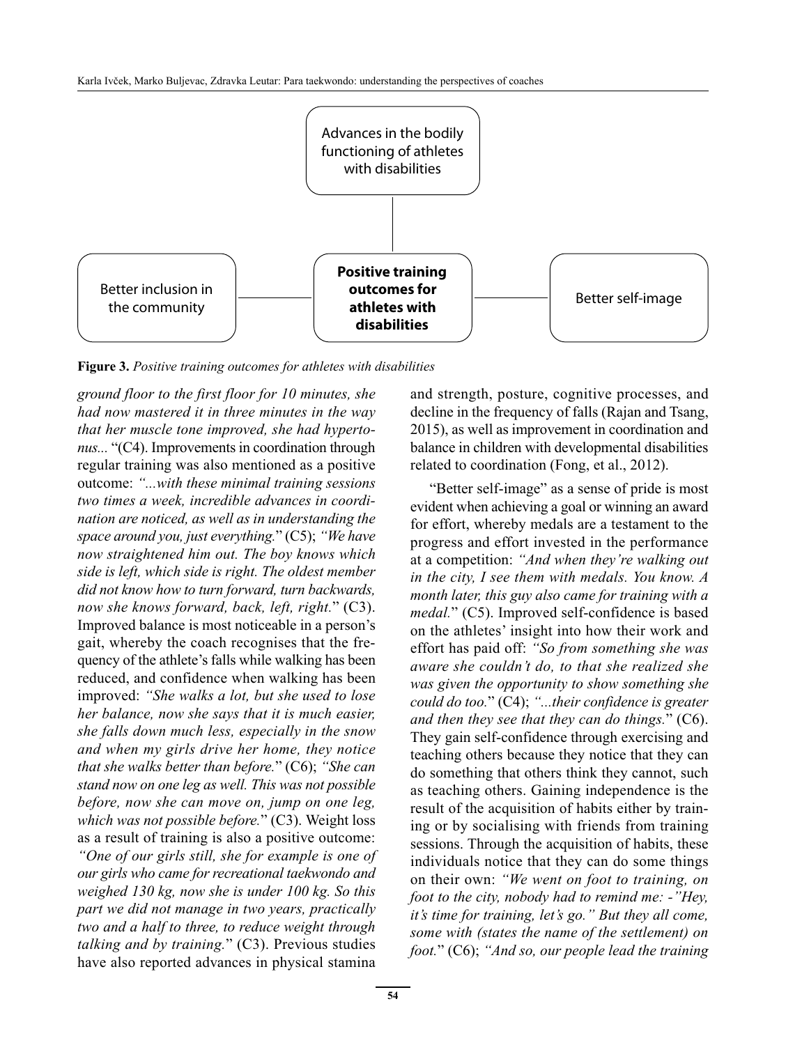Advances in the bodily functioning of athletes with disabilities

Better inclusion in the community

**Positive training outcomes for athletes with disabilities**

Better self-image

**Figure 3.** *Positive training outcomes for athletes with disabilities*

*ground floor to the first floor for 10 minutes, she had now mastered it in three minutes in the way that her muscle tone improved, she had hypertonus...* "(C4). Improvements in coordination through regular training was also mentioned as a positive outcome: *"...with these minimal training sessions two times a week, incredible advances in coordination are noticed, as well as in understanding the space around you, just everything.*" (C5); *"We have now straightened him out. The boy knows which side is left, which side is right. The oldest member did not know how to turn forward, turn backwards, now she knows forward, back, left, right.*" (C3). Improved balance is most noticeable in a person's gait, whereby the coach recognises that the frequency of the athlete's falls while walking has been reduced, and confidence when walking has been improved: *"She walks a lot, but she used to lose her balance, now she says that it is much easier, she falls down much less, especially in the snow and when my girls drive her home, they notice that she walks better than before.*" (C6); *"She can stand now on one leg as well. This was not possible before, now she can move on, jump on one leg, which was not possible before.*" (C3). Weight loss as a result of training is also a positive outcome: *"One of our girls still, she for example is one of our girls who came for recreational taekwondo and weighed 130 kg, now she is under 100 kg. So this part we did not manage in two years, practically two and a half to three, to reduce weight through talking and by training.*" (C3). Previous studies have also reported advances in physical stamina and strength, posture, cognitive processes, and decline in the frequency of falls (Rajan and Tsang, 2015), as well as improvement in coordination and balance in children with developmental disabilities related to coordination (Fong, et al., 2012).

"Better self-image" as a sense of pride is most evident when achieving a goal or winning an award for effort, whereby medals are a testament to the progress and effort invested in the performance at a competition: *"And when they're walking out in the city, I see them with medals. You know. A month later, this guy also came for training with a medal.*" (C5). Improved self-confidence is based on the athletes' insight into how their work and effort has paid off: *"So from something she was aware she couldn't do, to that she realized she was given the opportunity to show something she could do too.*" (C4); *"...their confidence is greater and then they see that they can do things.*" (C6). They gain self-confidence through exercising and teaching others because they notice that they can do something that others think they cannot, such as teaching others. Gaining independence is the result of the acquisition of habits either by training or by socialising with friends from training sessions. Through the acquisition of habits, these individuals notice that they can do some things on their own: *"We went on foot to training, on foot to the city, nobody had to remind me: -"Hey, it's time for training, let's go." But they all come, some with (states the name of the settlement) on foot.*" (C6); *"And so, our people lead the training*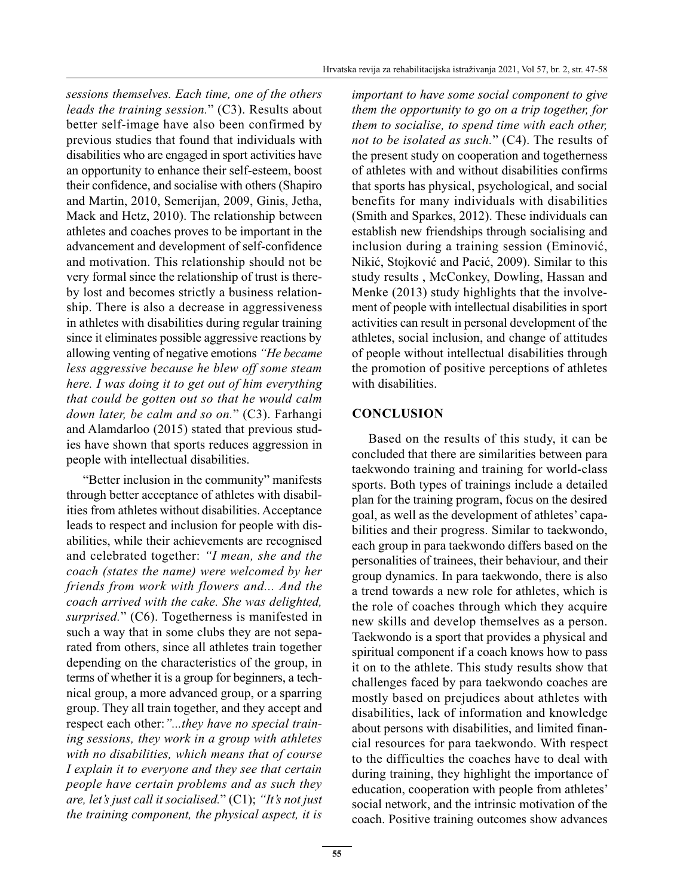*sessions themselves. Each time, one of the others leads the training session.*" (C3). Results about better self-image have also been confirmed by previous studies that found that individuals with disabilities who are engaged in sport activities have an opportunity to enhance their self-esteem, boost their confidence, and socialise with others (Shapiro and Martin, 2010, Semerijan, 2009, Ginis, Jetha, Mack and Hetz, 2010). The relationship between athletes and coaches proves to be important in the advancement and development of self-confidence and motivation. This relationship should not be very formal since the relationship of trust is thereby lost and becomes strictly a business relationship. There is also a decrease in aggressiveness in athletes with disabilities during regular training since it eliminates possible aggressive reactions by allowing venting of negative emotions *"He became less aggressive because he blew off some steam here. I was doing it to get out of him everything that could be gotten out so that he would calm down later, be calm and so on.*" (C3). Farhangi and Alamdarloo (2015) stated that previous studies have shown that sports reduces aggression in people with intellectual disabilities.

"Better inclusion in the community" manifests through better acceptance of athletes with disabilities from athletes without disabilities. Acceptance leads to respect and inclusion for people with disabilities, while their achievements are recognised and celebrated together: *"I mean, she and the coach (states the name) were welcomed by her friends from work with flowers and... And the coach arrived with the cake. She was delighted, surprised.*" (C6). Togetherness is manifested in such a way that in some clubs they are not separated from others, since all athletes train together depending on the characteristics of the group, in terms of whether it is a group for beginners, a technical group, a more advanced group, or a sparring group. They all train together, and they accept and respect each other: *"...they have no special training sessions, they work in a group with athletes with no disabilities, which means that of course I explain it to everyone and they see that certain people have certain problems and as such they are, let's just call it socialised.*" (C1); *"It's not just the training component, the physical aspect, it is important to have some social component to give them the opportunity to go on a trip together, for them to socialise, to spend time with each other, not to be isolated as such.*" (C4). The results of the present study on cooperation and togetherness of athletes with and without disabilities confirms that sports has physical, psychological, and social benefits for many individuals with disabilities (Smith and Sparkes, 2012). These individuals can establish new friendships through socialising and inclusion during a training session (Eminović, Nikić, Stojković and Pacić, 2009). Similar to this study results , McConkey, Dowling, Hassan and Menke (2013) study highlights that the involvement of people with intellectual disabilities in sport activities can result in personal development of the athletes, social inclusion, and change of attitudes of people without intellectual disabilities through the promotion of positive perceptions of athletes with disabilities.

## CONCLUSION

Based on the results of this study, it can be concluded that there are similarities between para taekwondo training and training for world-class sports. Both types of trainings include a detailed plan for the training program, focus on the desired goal, as well as the development of athletes' capabilities and their progress. Similar to taekwondo, each group in para taekwondo differs based on the personalities of trainees, their behaviour, and their group dynamics. In para taekwondo, there is also a trend towards a new role for athletes, which is the role of coaches through which they acquire new skills and develop themselves as a person. Taekwondo is a sport that provides a physical and spiritual component if a coach knows how to pass it on to the athlete. This study results show that challenges faced by para taekwondo coaches are mostly based on prejudices about athletes with disabilities, lack of information and knowledge about persons with disabilities, and limited financial resources for para taekwondo. With respect to the difficulties the coaches have to deal with during training, they highlight the importance of education, cooperation with people from athletes' social network, and the intrinsic motivation of the coach. Positive training outcomes show advances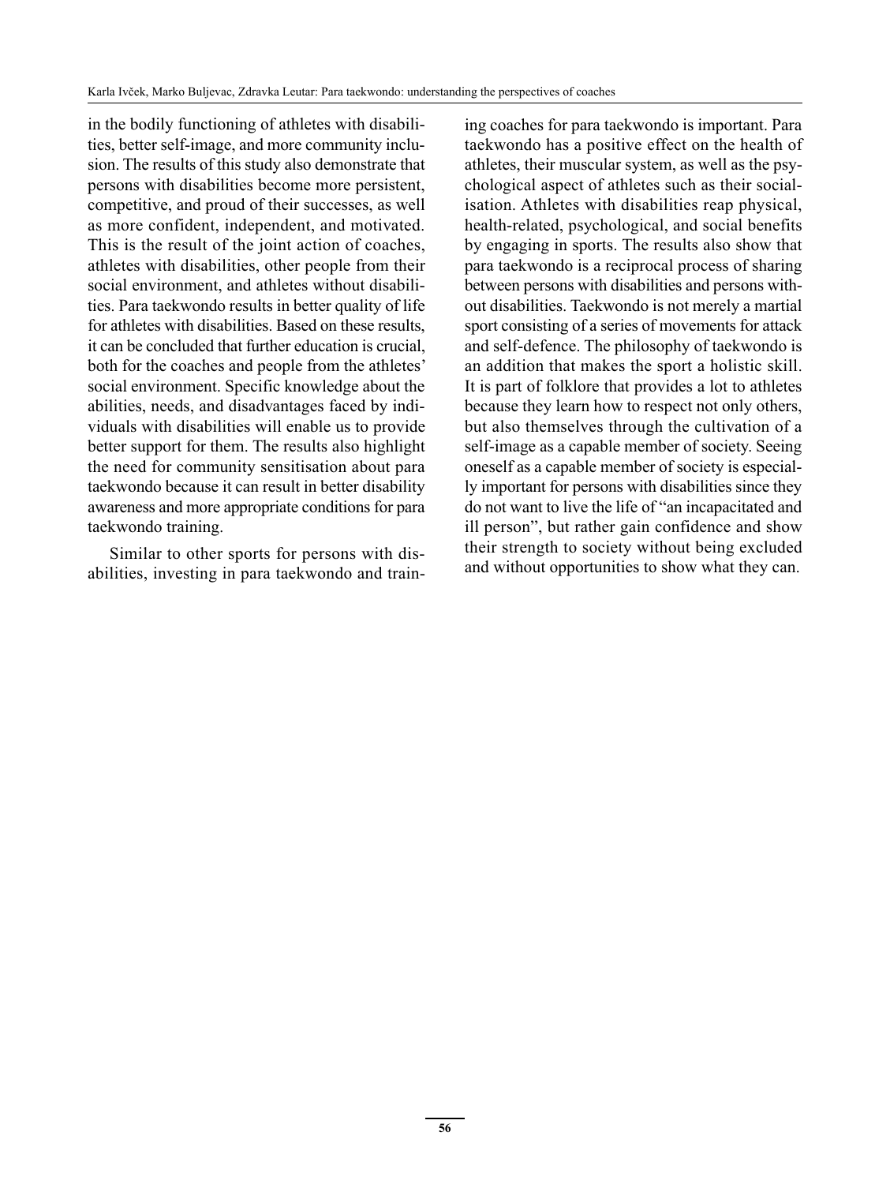in the bodily functioning of athletes with disabilities, better self-image, and more community inclusion. The results of this study also demonstrate that persons with disabilities become more persistent, competitive, and proud of their successes, as well as more confident, independent, and motivated. This is the result of the joint action of coaches, athletes with disabilities, other people from their social environment, and athletes without disabilities. Para taekwondo results in better quality of life for athletes with disabilities. Based on these results, it can be concluded that further education is crucial, both for the coaches and people from the athletes' social environment. Specific knowledge about the abilities, needs, and disadvantages faced by individuals with disabilities will enable us to provide better support for them. The results also highlight the need for community sensitisation about para taekwondo because it can result in better disability awareness and more appropriate conditions for para taekwondo training.

Similar to other sports for persons with disabilities, investing in para taekwondo and training coaches for para taekwondo is important. Para taekwondo has a positive effect on the health of athletes, their muscular system, as well as the psychological aspect of athletes such as their socialisation. Athletes with disabilities reap physical, health-related, psychological, and social benefits by engaging in sports. The results also show that para taekwondo is a reciprocal process of sharing between persons with disabilities and persons without disabilities. Taekwondo is not merely a martial sport consisting of a series of movements for attack and self-defence. The philosophy of taekwondo is an addition that makes the sport a holistic skill. It is part of folklore that provides a lot to athletes because they learn how to respect not only others, but also themselves through the cultivation of a self-image as a capable member of society. Seeing oneself as a capable member of society is especially important for persons with disabilities since they do not want to live the life of "an incapacitated and ill person", but rather gain confidence and show their strength to society without being excluded and without opportunities to show what they can.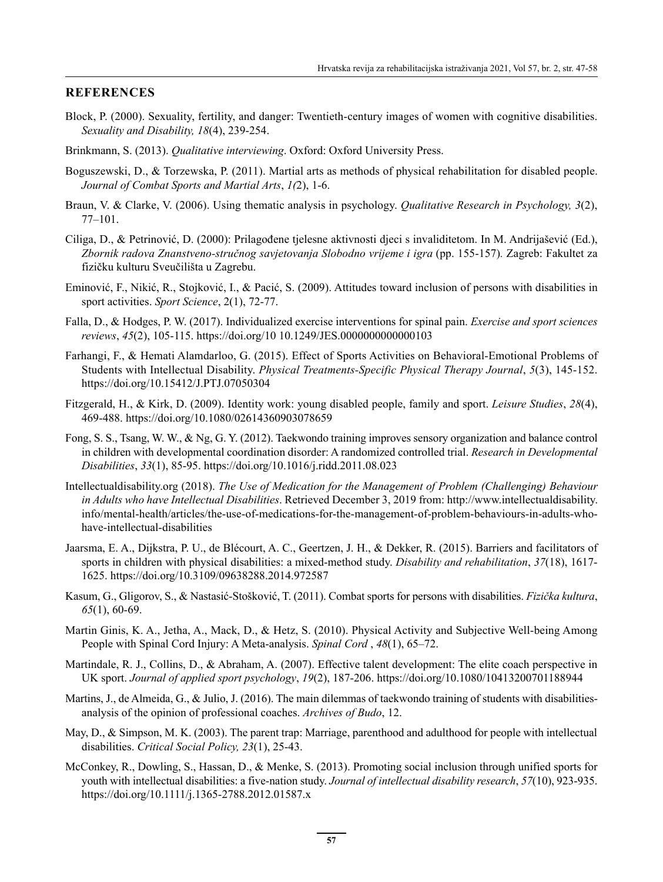## REFERENCES

Block, P. (2000). Sexuality, fertility, and danger: Twentieth-century images of women with cognitive disabilities. *Sexuality and Disability, 18*(4), 239-254.

Brinkmann, S. (2013). *Qualitative interviewing*. Oxford: Oxford University Press.

Boguszewski, D., & Torzewska, P. (2011). Martial arts as methods of physical rehabilitation for disabled people. *Journal of Combat Sports and Martial Arts*, *1(*2), 1-6.

Braun, V. & Clarke, V. (2006). Using thematic analysis in psychology. *Qualitative Research in Psychology, 3*(2), 77–101.

Ciliga, D., & Petrinović, D. (2000): Prilagođene tjelesne aktivnosti djeci s invaliditetom. In M. Andrijašević (Ed.), *Zbornik radova Znanstveno-stručnog savjetovanja Slobodno vrijeme i igra* (pp. 155-157)*.* Zagreb: Fakultet za fizičku kulturu Sveučilišta u Zagrebu.

Eminović, F., Nikić, R., Stojković, I., & Pacić, S. (2009). Attitudes toward inclusion of persons with disabilities in sport activities. *Sport Science*, 2(1), 72-77.

Falla, D., & Hodges, P. W. (2017). Individualized exercise interventions for spinal pain. *Exercise and sport sciences reviews*, *45*(2), 105-115. https://doi.org/10 10.1249/JES.0000000000000103

Farhangi, F., & Hemati Alamdarloo, G. (2015). Effect of Sports Activities on Behavioral-Emotional Problems of Students with Intellectual Disability. *Physical Treatments-Specific Physical Therapy Journal*, *5*(3), 145-152. https://doi.org/10.15412/J.PTJ.07050304

Fitzgerald, H., & Kirk, D. (2009). Identity work: young disabled people, family and sport. *Leisure Studies*, *28*(4), 469-488. https://doi.org/10.1080/02614360903078659

Fong, S. S., Tsang, W. W., & Ng, G. Y. (2012). Taekwondo training improves sensory organization and balance control in children with developmental coordination disorder: A randomized controlled trial. *Research in Developmental Disabilities*, *33*(1), 85-95. https://doi.org/10.1016/j.ridd.2011.08.023

Intellectualdisability.org (2018). *The Use of Medication for the Management of Problem (Challenging) Behaviour in Adults who have Intellectual Disabilities*. Retrieved December 3, 2019 from: http://www.intellectualdisability.info/mental-health/articles/the-use-of-medications-for-the-management-of-problem-behaviours-in-adults-who-have-intellectual-disabilities

Jaarsma, E. A., Dijkstra, P. U., de Blécourt, A. C., Geertzen, J. H., & Dekker, R. (2015). Barriers and facilitators of sports in children with physical disabilities: a mixed-method study. *Disability and rehabilitation*, *37*(18), 1617-1625. https://doi.org/10.3109/09638288.2014.972587

Kasum, G., Gligorov, S., & Nastasić-Stošković, T. (2011). Combat sports for persons with disabilities. *Fizička kultura*, *65*(1), 60-69.

Martin Ginis, K. A., Jetha, A., Mack, D., & Hetz, S. (2010). Physical Activity and Subjective Well-being Among People with Spinal Cord Injury: A Meta-analysis. *Spinal Cord* , *48*(1), 65–72.

Martindale, R. J., Collins, D., & Abraham, A. (2007). Effective talent development: The elite coach perspective in UK sport. *Journal of applied sport psychology*, *19*(2), 187-206. https://doi.org/10.1080/10413200701188944

Martins, J., de Almeida, G., & Julio, J. (2016). The main dilemmas of taekwondo training of students with disabilities-analysis of the opinion of professional coaches. *Archives of Budo*, 12.

May, D., & Simpson, M. K. (2003). The parent trap: Marriage, parenthood and adulthood for people with intellectual disabilities. *Critical Social Policy, 23*(1), 25-43.

McConkey, R., Dowling, S., Hassan, D., & Menke, S. (2013). Promoting social inclusion through unified sports for youth with intellectual disabilities: a five-nation study. *Journal of intellectual disability research*, *57*(10), 923-935. https://doi.org/10.1111/j.1365-2788.2012.01587.x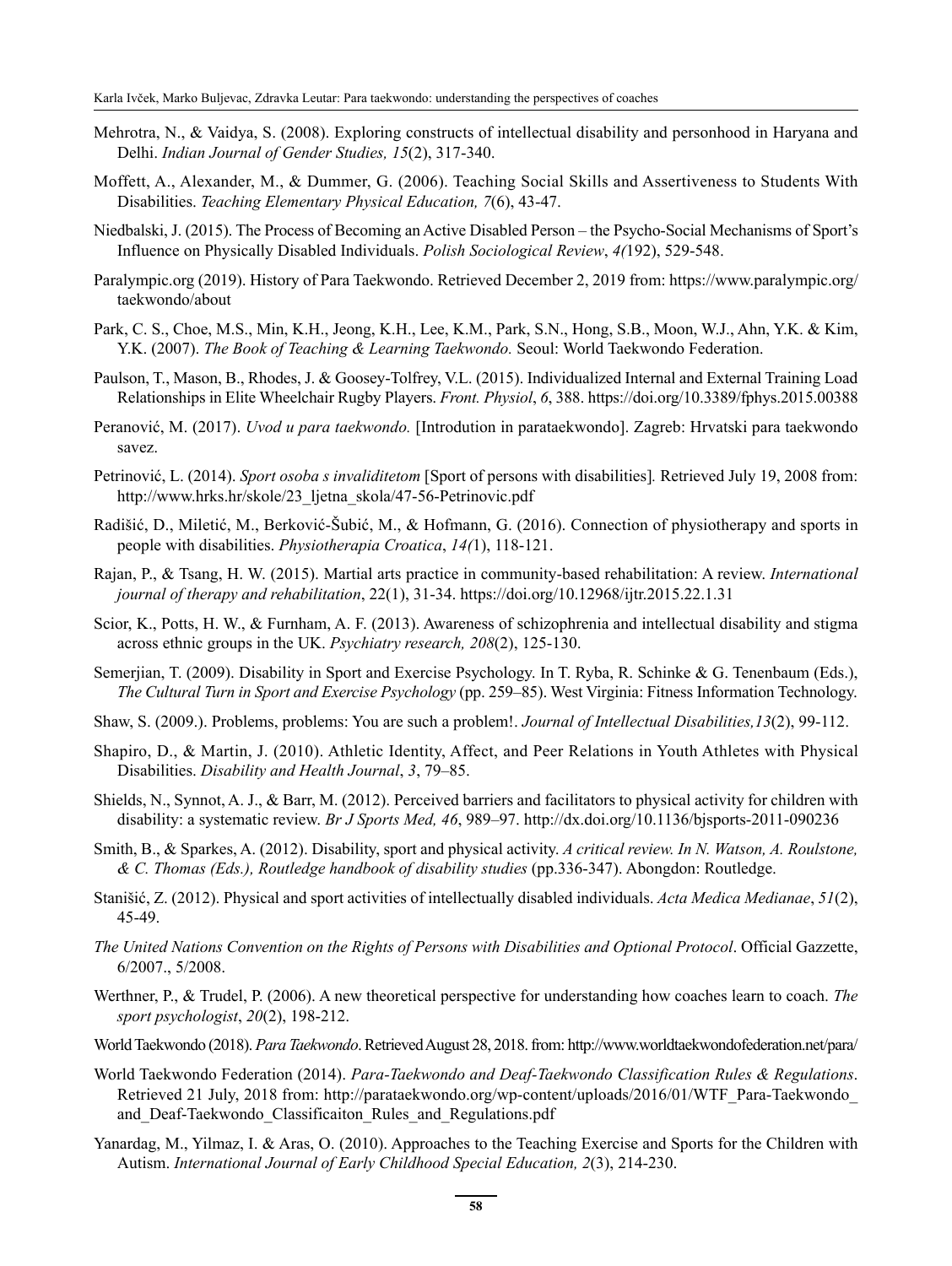Mehrotra, N., & Vaidya, S. (2008). Exploring constructs of intellectual disability and personhood in Haryana and Delhi. *Indian Journal of Gender Studies, 15*(2), 317-340.

Moffett, A., Alexander, M., & Dummer, G. (2006). Teaching Social Skills and Assertiveness to Students With Disabilities. *Teaching Elementary Physical Education, 7*(6), 43-47.

Niedbalski, J. (2015). The Process of Becoming an Active Disabled Person – the Psycho-Social Mechanisms of Sport's Influence on Physically Disabled Individuals. *Polish Sociological Review*, *4(*192), 529-548.

Paralympic.org (2019). History of Para Taekwondo. Retrieved December 2, 2019 from: https://www.paralympic.org/taekwondo/about

Park, C. S., Choe, M.S., Min, K.H., Jeong, K.H., Lee, K.M., Park, S.N., Hong, S.B., Moon, W.J., Ahn, Y.K. & Kim, Y.K. (2007). *The Book of Teaching & Learning Taekwondo.* Seoul: World Taekwondo Federation.

Paulson, T., Mason, B., Rhodes, J. & Goosey-Tolfrey, V.L. (2015). Individualized Internal and External Training Load Relationships in Elite Wheelchair Rugby Players. *Front. Physiol*, *6*, 388. https://doi.org/10.3389/fphys.2015.00388

Peranović, M. (2017). *Uvod u para taekwondo.* [Introdution in parataekwondo]. Zagreb: Hrvatski para taekwondo savez.

Petrinović, L. (2014). *Sport osoba s invaliditetom* [Sport of persons with disabilities]*.* Retrieved July 19, 2008 from: http://www.hrks.hr/skole/23_ljetna_skola/47-56-Petrinovic.pdf

Radišić, D., Miletić, M., Berković-Šubić, M., & Hofmann, G. (2016). Connection of physiotherapy and sports in people with disabilities. *Physiotherapia Croatica*, *14(*1), 118-121.

Rajan, P., & Tsang, H. W. (2015). Martial arts practice in community-based rehabilitation: A review. *International journal of therapy and rehabilitation*, 22(1), 31-34. https://doi.org/10.12968/ijtr.2015.22.1.31

Scior, K., Potts, H. W., & Furnham, A. F. (2013). Awareness of schizophrenia and intellectual disability and stigma across ethnic groups in the UK. *Psychiatry research, 208*(2), 125-130.

Semerjian, T. (2009). Disability in Sport and Exercise Psychology. In T. Ryba, R. Schinke & G. Tenenbaum (Eds.), *The Cultural Turn in Sport and Exercise Psychology* (pp. 259–85). West Virginia: Fitness Information Technology.

Shaw, S. (2009.). Problems, problems: You are such a problem!. *Journal of Intellectual Disabilities,13*(2), 99-112.

Shapiro, D., & Martin, J. (2010). Athletic Identity, Affect, and Peer Relations in Youth Athletes with Physical Disabilities. *Disability and Health Journal*, *3*, 79–85.

Shields, N., Synnot, A. J., & Barr, M. (2012). Perceived barriers and facilitators to physical activity for children with disability: a systematic review. *Br J Sports Med, 46*, 989–97. http://dx.doi.org/10.1136/bjsports-2011-090236

Smith, B., & Sparkes, A. (2012). Disability, sport and physical activity. *A critical review. In N. Watson, A. Roulstone, & C. Thomas (Eds.), Routledge handbook of disability studies* (pp.336-347). Abongdon: Routledge.

Stanišić, Z. (2012). Physical and sport activities of intellectually disabled individuals. *Acta Medica Medianae*, *51*(2), 45-49.

*The United Nations Convention on the Rights of Persons with Disabilities and Optional Protocol*. Official Gazzette, 6/2007., 5/2008.

Werthner, P., & Trudel, P. (2006). A new theoretical perspective for understanding how coaches learn to coach. *The sport psychologist*, *20*(2), 198-212.

World Taekwondo (2018). *Para Taekwondo*. Retrieved August 28, 2018. from: http://www.worldtaekwondofederation.net/para/

World Taekwondo Federation (2014). *Para-Taekwondo and Deaf-Taekwondo Classification Rules & Regulations*. Retrieved 21 July, 2018 from: http://parataekwondo.org/wp-content/uploads/2016/01/WTF_Para-Taekwondo_and_Deaf-Taekwondo_Classificaiton_Rules_and_Regulations.pdf

Yanardag, M., Yilmaz, I. & Aras, O. (2010). Approaches to the Teaching Exercise and Sports for the Children with Autism. *International Journal of Early Childhood Special Education, 2*(3), 214-230.